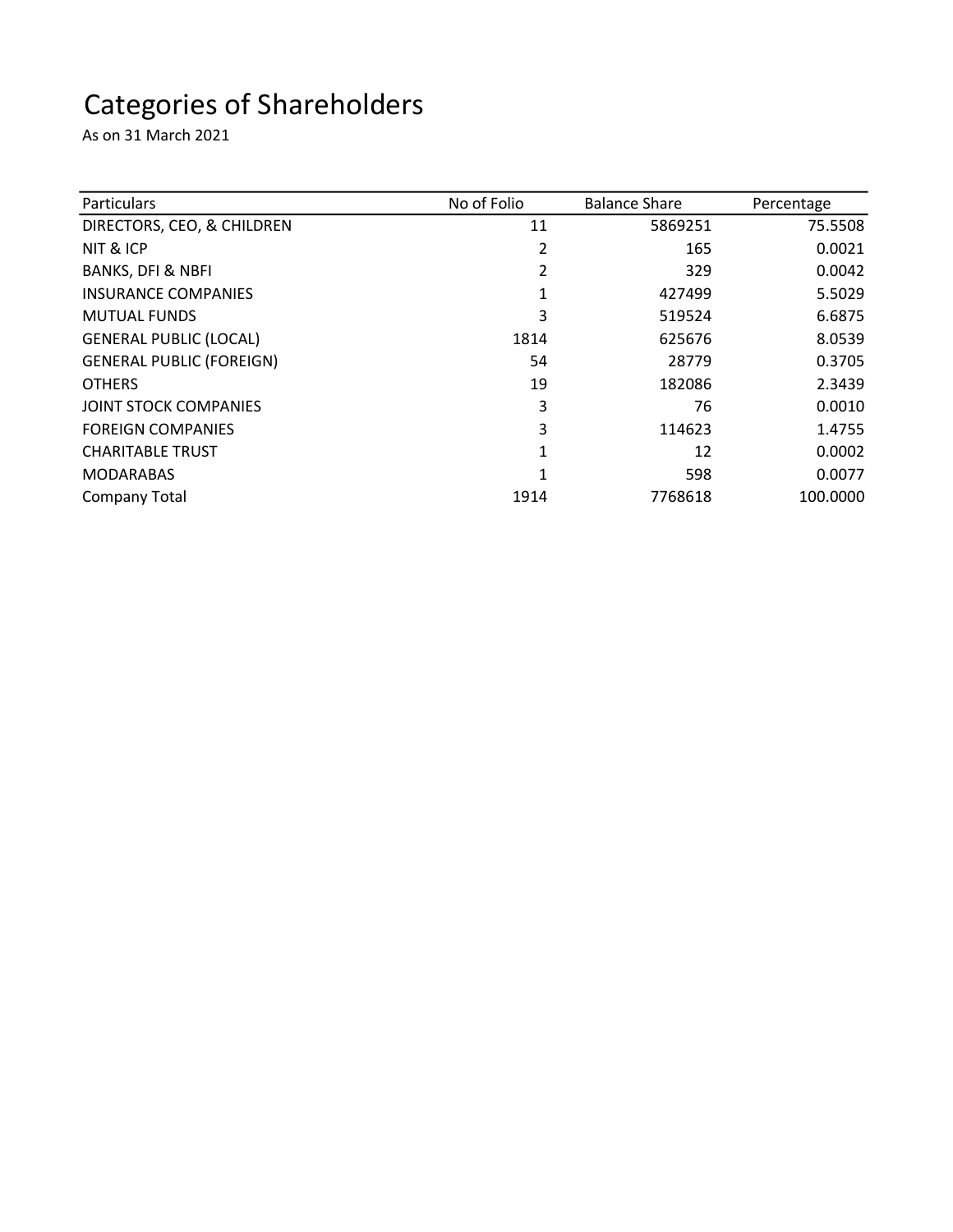# Categories of Shareholders

As on 31 March 2021

| Particulars | No of Folio | Balance Share | Percentage |
|---|---|---|---|
| DIRECTORS, CEO, & CHILDREN | 11 | 5869251 | 75.5508 |
| NIT & ICP | 2 | 165 | 0.0021 |
| BANKS, DFI & NBFI | 2 | 329 | 0.0042 |
| INSURANCE COMPANIES | 1 | 427499 | 5.5029 |
| MUTUAL FUNDS | 3 | 519524 | 6.6875 |
| GENERAL PUBLIC (LOCAL) | 1814 | 625676 | 8.0539 |
| GENERAL PUBLIC (FOREIGN) | 54 | 28779 | 0.3705 |
| OTHERS | 19 | 182086 | 2.3439 |
| JOINT STOCK COMPANIES | 3 | 76 | 0.0010 |
| FOREIGN COMPANIES | 3 | 114623 | 1.4755 |
| CHARITABLE TRUST | 1 | 12 | 0.0002 |
| MODARABAS | 1 | 598 | 0.0077 |
| Company Total | 1914 | 7768618 | 100.0000 |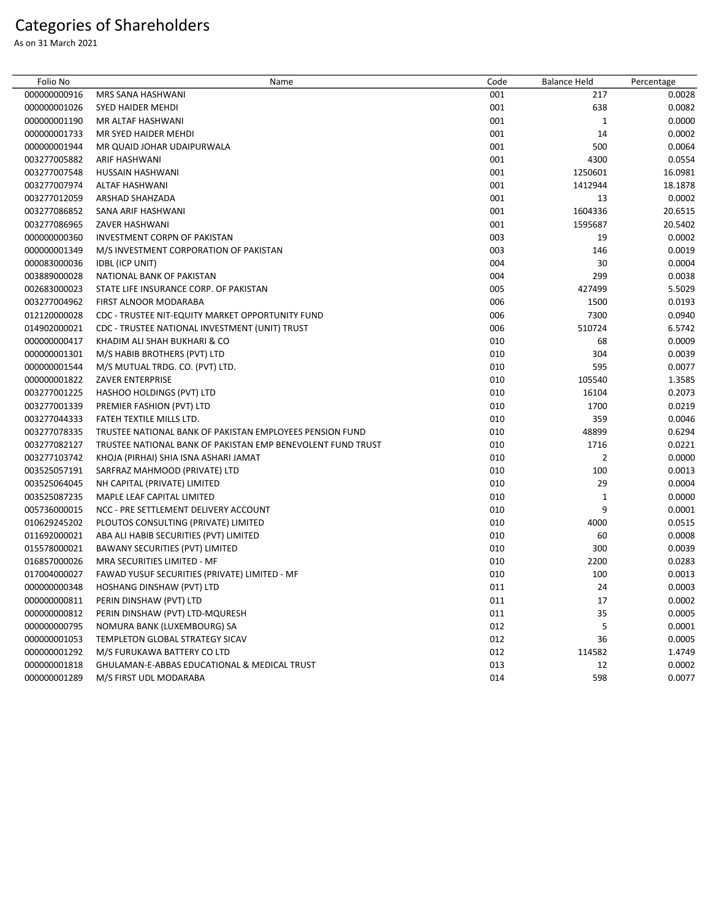# Categories of Shareholders

As on 31 March 2021

| Folio No | Name | Code | Balance Held | Percentage |
|---|---|---|---|---|
| 000000000916 | MRS SANA HASHWANI | 001 | 217 | 0.0028 |
| 000000001026 | SYED HAIDER MEHDI | 001 | 638 | 0.0082 |
| 000000001190 | MR ALTAF HASHWANI | 001 | 1 | 0.0000 |
| 000000001733 | MR SYED HAIDER MEHDI | 001 | 14 | 0.0002 |
| 000000001944 | MR QUAID JOHAR UDAIPURWALA | 001 | 500 | 0.0064 |
| 003277005882 | ARIF HASHWANI | 001 | 4300 | 0.0554 |
| 003277007548 | HUSSAIN HASHWANI | 001 | 1250601 | 16.0981 |
| 003277007974 | ALTAF HASHWANI | 001 | 1412944 | 18.1878 |
| 003277012059 | ARSHAD SHAHZADA | 001 | 13 | 0.0002 |
| 003277086852 | SANA ARIF HASHWANI | 001 | 1604336 | 20.6515 |
| 003277086965 | ZAVER HASHWANI | 001 | 1595687 | 20.5402 |
| 000000000360 | INVESTMENT CORPN OF PAKISTAN | 003 | 19 | 0.0002 |
| 000000001349 | M/S INVESTMENT CORPORATION OF PAKISTAN | 003 | 146 | 0.0019 |
| 000083000036 | IDBL (ICP UNIT) | 004 | 30 | 0.0004 |
| 003889000028 | NATIONAL BANK OF PAKISTAN | 004 | 299 | 0.0038 |
| 002683000023 | STATE LIFE INSURANCE CORP. OF PAKISTAN | 005 | 427499 | 5.5029 |
| 003277004962 | FIRST ALNOOR MODARABA | 006 | 1500 | 0.0193 |
| 012120000028 | CDC - TRUSTEE NIT-EQUITY MARKET OPPORTUNITY FUND | 006 | 7300 | 0.0940 |
| 014902000021 | CDC - TRUSTEE NATIONAL INVESTMENT (UNIT) TRUST | 006 | 510724 | 6.5742 |
| 000000000417 | KHADIM ALI SHAH BUKHARI & CO | 010 | 68 | 0.0009 |
| 000000001301 | M/S HABIB BROTHERS (PVT) LTD | 010 | 304 | 0.0039 |
| 000000001544 | M/S MUTUAL TRDG. CO. (PVT) LTD. | 010 | 595 | 0.0077 |
| 000000001822 | ZAVER ENTERPRISE | 010 | 105540 | 1.3585 |
| 003277001225 | HASHOO HOLDINGS (PVT) LTD | 010 | 16104 | 0.2073 |
| 003277001339 | PREMIER FASHION (PVT) LTD | 010 | 1700 | 0.0219 |
| 003277044333 | FATEH TEXTILE MILLS LTD. | 010 | 359 | 0.0046 |
| 003277078335 | TRUSTEE NATIONAL BANK OF PAKISTAN EMPLOYEES PENSION FUND | 010 | 48899 | 0.6294 |
| 003277082127 | TRUSTEE NATIONAL BANK OF PAKISTAN EMP BENEVOLENT FUND TRUST | 010 | 1716 | 0.0221 |
| 003277103742 | KHOJA (PIRHAI) SHIA ISNA ASHARI JAMAT | 010 | 2 | 0.0000 |
| 003525057191 | SARFRAZ MAHMOOD (PRIVATE) LTD | 010 | 100 | 0.0013 |
| 003525064045 | NH CAPITAL (PRIVATE) LIMITED | 010 | 29 | 0.0004 |
| 003525087235 | MAPLE LEAF CAPITAL LIMITED | 010 | 1 | 0.0000 |
| 005736000015 | NCC - PRE SETTLEMENT DELIVERY ACCOUNT | 010 | 9 | 0.0001 |
| 010629245202 | PLOUTOS CONSULTING (PRIVATE) LIMITED | 010 | 4000 | 0.0515 |
| 011692000021 | ABA ALI HABIB SECURITIES (PVT) LIMITED | 010 | 60 | 0.0008 |
| 015578000021 | BAWANY SECURITIES (PVT) LIMITED | 010 | 300 | 0.0039 |
| 016857000026 | MRA SECURITIES LIMITED - MF | 010 | 2200 | 0.0283 |
| 017004000027 | FAWAD YUSUF SECURITIES (PRIVATE) LIMITED - MF | 010 | 100 | 0.0013 |
| 000000000348 | HOSHANG DINSHAW (PVT) LTD | 011 | 24 | 0.0003 |
| 000000000811 | PERIN DINSHAW (PVT) LTD | 011 | 17 | 0.0002 |
| 000000000812 | PERIN DINSHAW (PVT) LTD-MQURESH | 011 | 35 | 0.0005 |
| 000000000795 | NOMURA BANK (LUXEMBOURG) SA | 012 | 5 | 0.0001 |
| 000000001053 | TEMPLETON GLOBAL STRATEGY SICAV | 012 | 36 | 0.0005 |
| 000000001292 | M/S FURUKAWA BATTERY CO LTD | 012 | 114582 | 1.4749 |
| 000000001818 | GHULAMAN-E-ABBAS EDUCATIONAL & MEDICAL TRUST | 013 | 12 | 0.0002 |
| 000000001289 | M/S FIRST UDL MODARABA | 014 | 598 | 0.0077 |